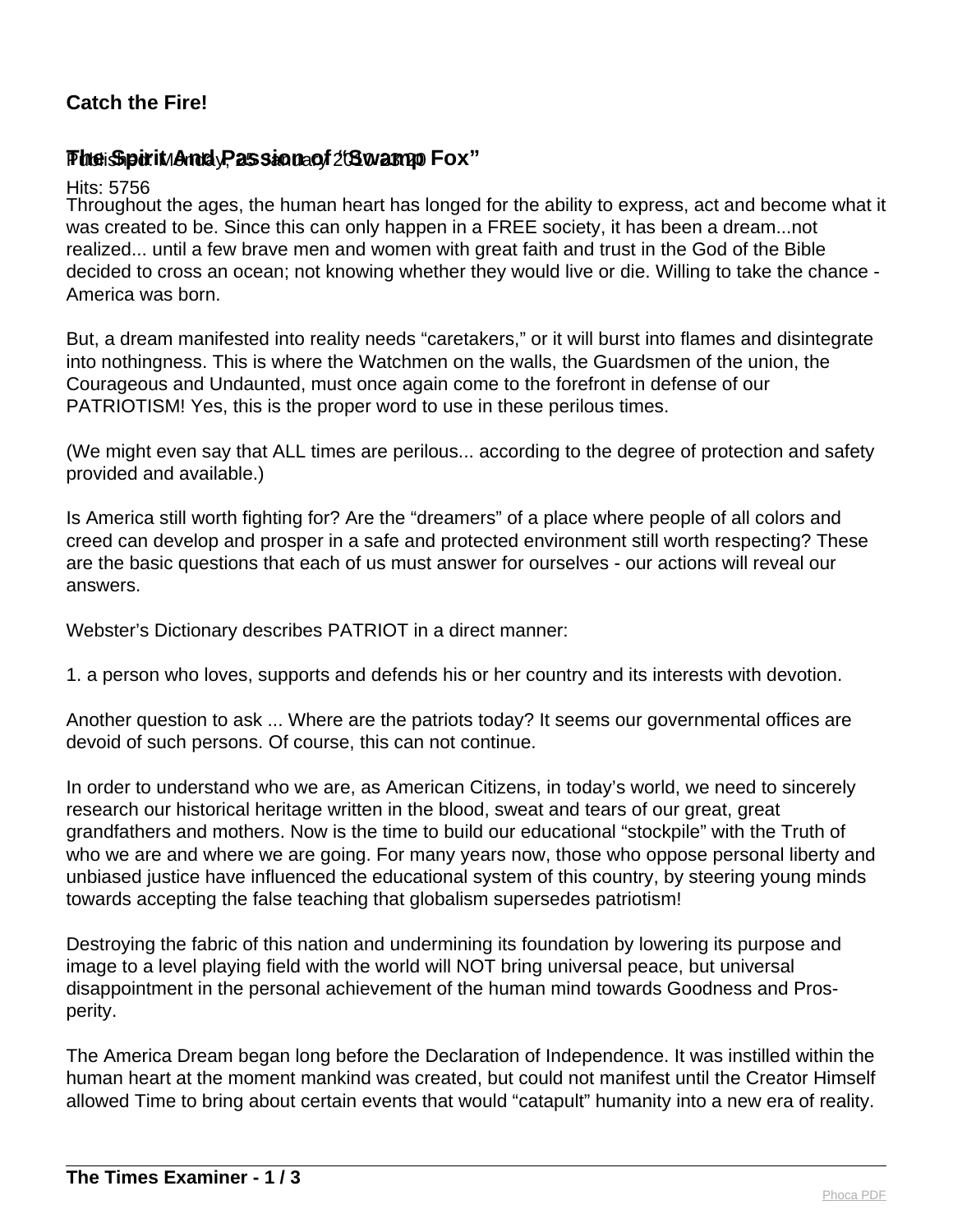## Catch the Fire!

### The Spirit And Passion of "Swamp Fox"

Published: Monday, 25 January 2010 23:20

Hits: 5756

Throughout the ages, the human heart has longed for the ability to express, act and become what it was created to be. Since this can only happen in a FREE society, it has been a dream...not realized... until a few brave men and women with great faith and trust in the God of the Bible decided to cross an ocean; not knowing whether they would live or die. Willing to take the chance - America was born.

But, a dream manifested into reality needs "caretakers," or it will burst into flames and disintegrate into nothingness. This is where the Watchmen on the walls, the Guardsmen of the union, the Courageous and Undaunted, must once again come to the forefront in defense of our PATRIOTISM! Yes, this is the proper word to use in these perilous times.

(We might even say that ALL times are perilous... according to the degree of protection and safety provided and available.)

Is America still worth fighting for? Are the "dreamers" of a place where people of all colors and creed can develop and prosper in a safe and protected environment still worth respecting? These are the basic questions that each of us must answer for ourselves - our actions will reveal our answers.

Webster's Dictionary describes PATRIOT in a direct manner:

1. a person who loves, supports and defends his or her country and its interests with devotion.

Another question to ask ... Where are the patriots today? It seems our governmental offices are devoid of such persons. Of course, this can not continue.

In order to understand who we are, as American Citizens, in today's world, we need to sincerely research our historical heritage written in the blood, sweat and tears of our great, great grandfathers and mothers. Now is the time to build our educational "stockpile" with the Truth of who we are and where we are going. For many years now, those who oppose personal liberty and unbiased justice have influenced the educational system of this country, by steering young minds towards accepting the false teaching that globalism supersedes patriotism!

Destroying the fabric of this nation and undermining its foundation by lowering its purpose and image to a level playing field with the world will NOT bring universal peace, but universal disappointment in the personal achievement of the human mind towards Goodness and Prosperity.

The America Dream began long before the Declaration of Independence. It was instilled within the human heart at the moment mankind was created, but could not manifest until the Creator Himself allowed Time to bring about certain events that would "catapult" humanity into a new era of reality.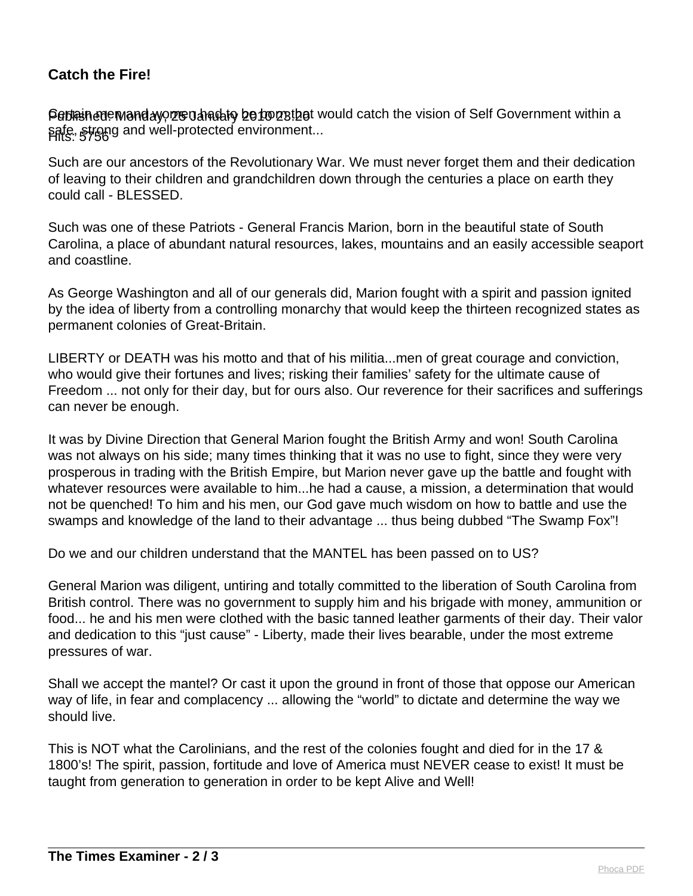**Catch the Fire!**

Published: Monday, 25 January 2010 23:20
Hits: 5756

Certain men and women had to be born that would catch the vision of Self Government within a safe, strong and well-protected environment...

Such are our ancestors of the Revolutionary War. We must never forget them and their dedication of leaving to their children and grandchildren down through the centuries a place on earth they could call - BLESSED.

Such was one of these Patriots - General Francis Marion, born in the beautiful state of South Carolina, a place of abundant natural resources, lakes, mountains and an easily accessible seaport and coastline.

As George Washington and all of our generals did, Marion fought with a spirit and passion ignited by the idea of liberty from a controlling monarchy that would keep the thirteen recognized states as permanent colonies of Great-Britain.

LIBERTY or DEATH was his motto and that of his militia...men of great courage and conviction, who would give their fortunes and lives; risking their families' safety for the ultimate cause of Freedom ... not only for their day, but for ours also. Our reverence for their sacrifices and sufferings can never be enough.

It was by Divine Direction that General Marion fought the British Army and won! South Carolina was not always on his side; many times thinking that it was no use to fight, since they were very prosperous in trading with the British Empire, but Marion never gave up the battle and fought with whatever resources were available to him...he had a cause, a mission, a determination that would not be quenched! To him and his men, our God gave much wisdom on how to battle and use the swamps and knowledge of the land to their advantage ... thus being dubbed "The Swamp Fox"!

Do we and our children understand that the MANTEL has been passed on to US?

General Marion was diligent, untiring and totally committed to the liberation of South Carolina from British control. There was no government to supply him and his brigade with money, ammunition or food... he and his men were clothed with the basic tanned leather garments of their day. Their valor and dedication to this "just cause" - Liberty, made their lives bearable, under the most extreme pressures of war.

Shall we accept the mantel? Or cast it upon the ground in front of those that oppose our American way of life, in fear and complacency ... allowing the "world" to dictate and determine the way we should live.

This is NOT what the Carolinians, and the rest of the colonies fought and died for in the 17 & 1800's! The spirit, passion, fortitude and love of America must NEVER cease to exist! It must be taught from generation to generation in order to be kept Alive and Well!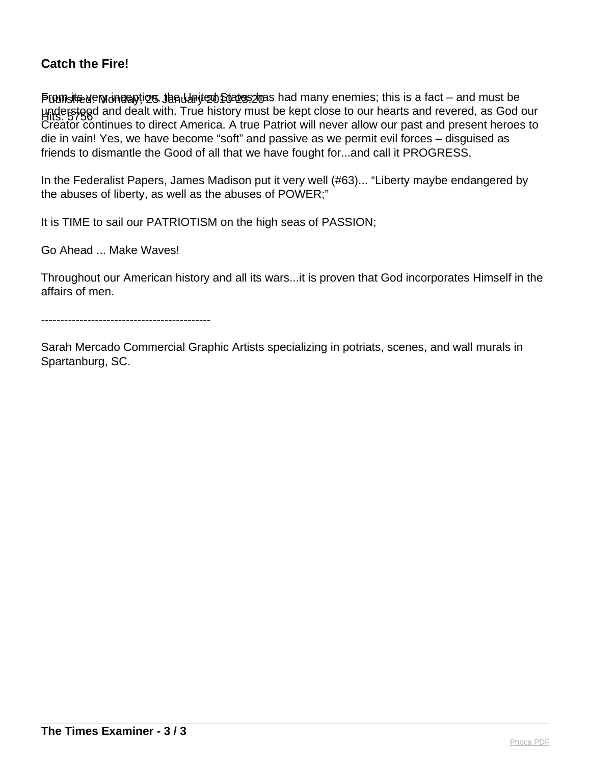**Catch the Fire!**

Published: Monday, 25 January 2010 23:20
Hits: 5756

From its very inception, the United States has had many enemies; this is a fact – and must be understood and dealt with. True history must be kept close to our hearts and revered, as God our Creator continues to direct America. A true Patriot will never allow our past and present heroes to die in vain! Yes, we have become "soft" and passive as we permit evil forces – disguised as friends to dismantle the Good of all that we have fought for...and call it PROGRESS.

In the Federalist Papers, James Madison put it very well (#63)... "Liberty maybe endangered by the abuses of liberty, as well as the abuses of POWER;"

It is TIME to sail our PATRIOTISM on the high seas of PASSION;

Go Ahead ... Make Waves!

Throughout our American history and all its wars...it is proven that God incorporates Himself in the affairs of men.

--------------------------------------------

Sarah Mercado Commercial Graphic Artists specializing in potriats, scenes, and wall murals in Spartanburg, SC.